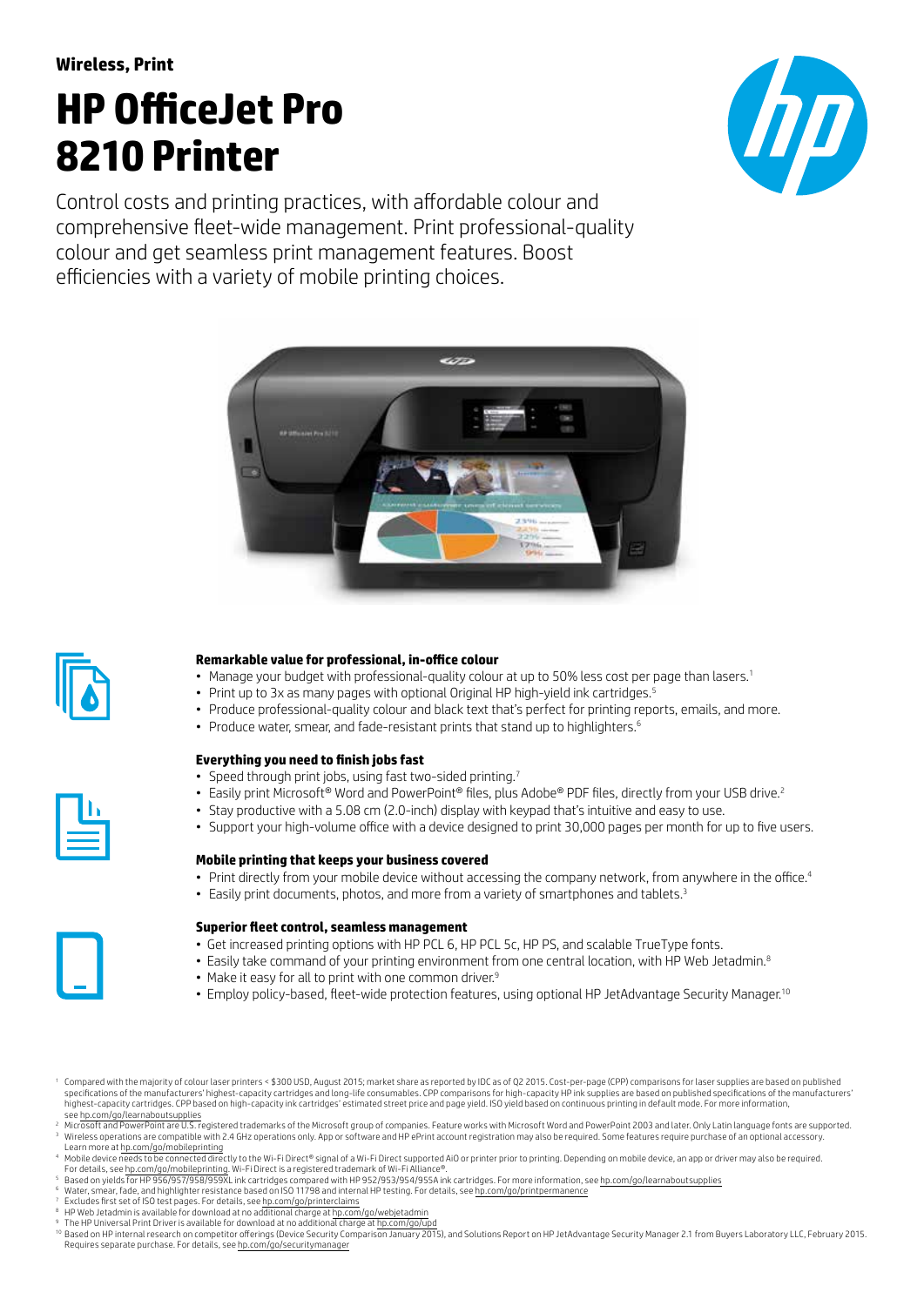**Wireless, Print**

# HP OfficeJet Pro 8210 Printer

Control costs and printing practices, with affordable colour and comprehensive fleet-wide management. Print professional-quality colour and get seamless print management features. Boost efficiencies with a variety of mobile printing choices.

### Remarkable value for professional, in-office colour

- Manage your budget with professional-quality colour at up to 50% less cost per page than lasers.[1]
- Print up to 3x as many pages with optional Original HP high-yield ink cartridges.[5]
- Produce professional-quality colour and black text that's perfect for printing reports, emails, and more.
- Produce water, smear, and fade-resistant prints that stand up to highlighters.[6]

### Everything you need to finish jobs fast

- Speed through print jobs, using fast two-sided printing.[7]
- Easily print Microsoft® Word and PowerPoint® files, plus Adobe® PDF files, directly from your USB drive.[2]
- Stay productive with a 5.08 cm (2.0-inch) display with keypad that's intuitive and easy to use.
- Support your high-volume office with a device designed to print 30,000 pages per month for up to five users.

### Mobile printing that keeps your business covered

- Print directly from your mobile device without accessing the company network, from anywhere in the office.[4]
- Easily print documents, photos, and more from a variety of smartphones and tablets.[3]

### Superior fleet control, seamless management

- Get increased printing options with HP PCL 6, HP PCL 5c, HP PS, and scalable TrueType fonts.
- Easily take command of your printing environment from one central location, with HP Web Jetadmin.[8]
- Make it easy for all to print with one common driver.[9]
- Employ policy-based, fleet-wide protection features, using optional HP JetAdvantage Security Manager.[10]

[1] Compared with the majority of colour laser printers < $300 USD, August 2015; market share as reported by IDC as of Q2 2015. Cost-per-page (CPP) comparisons for laser supplies are based on published specifications of the manufacturers' highest-capacity cartridges and long-life consumables. CPP comparisons for high-capacity HP ink supplies are based on published specifications of the manufacturers' highest-capacity cartridges. CPP based on high-capacity ink cartridges' estimated street price and page yield. ISO yield based on continuous printing in default mode. For more information, see hp.com/go/learnaboutsupplies

[2] Microsoft and PowerPoint are U.S. registered trademarks of the Microsoft group of companies. Feature works with Microsoft Word and PowerPoint 2003 and later. Only Latin language fonts are supported.

[3] Wireless operations are compatible with 2.4 GHz operations only. App or software and HP ePrint account registration may also be required. Some features require purchase of an optional accessory. Learn more at hp.com/go/mobileprinting

[4] Mobile device needs to be connected directly to the Wi-Fi Direct® signal of a Wi-Fi Direct supported AiO or printer prior to printing. Depending on mobile device, an app or driver may also be required. For details, see hp.com/go/mobileprinting. Wi-Fi Direct is a registered trademark of Wi-Fi Alliance®.

[5] Based on yields for HP 956/957/958/959XL ink cartridges compared with HP 952/953/954/955A ink cartridges. For more information, see hp.com/go/learnaboutsupplies

[6] Water, smear, fade, and highlighter resistance based on ISO 11798 and internal HP testing. For details, see hp.com/go/printpermanence

[7] Excludes first set of ISO test pages. For details, see hp.com/go/printerclaims

[8] HP Web Jetadmin is available for download at no additional charge at hp.com/go/webjetadmin

[9] The HP Universal Print Driver is available for download at no additional charge at hp.com/go/upd

[10] Based on HP internal research on competitor offerings (Device Security Comparison January 2015), and Solutions Report on HP JetAdvantage Security Manager 2.1 from Buyers Laboratory LLC, February 2015. Requires separate purchase. For details, see hp.com/go/securitymanager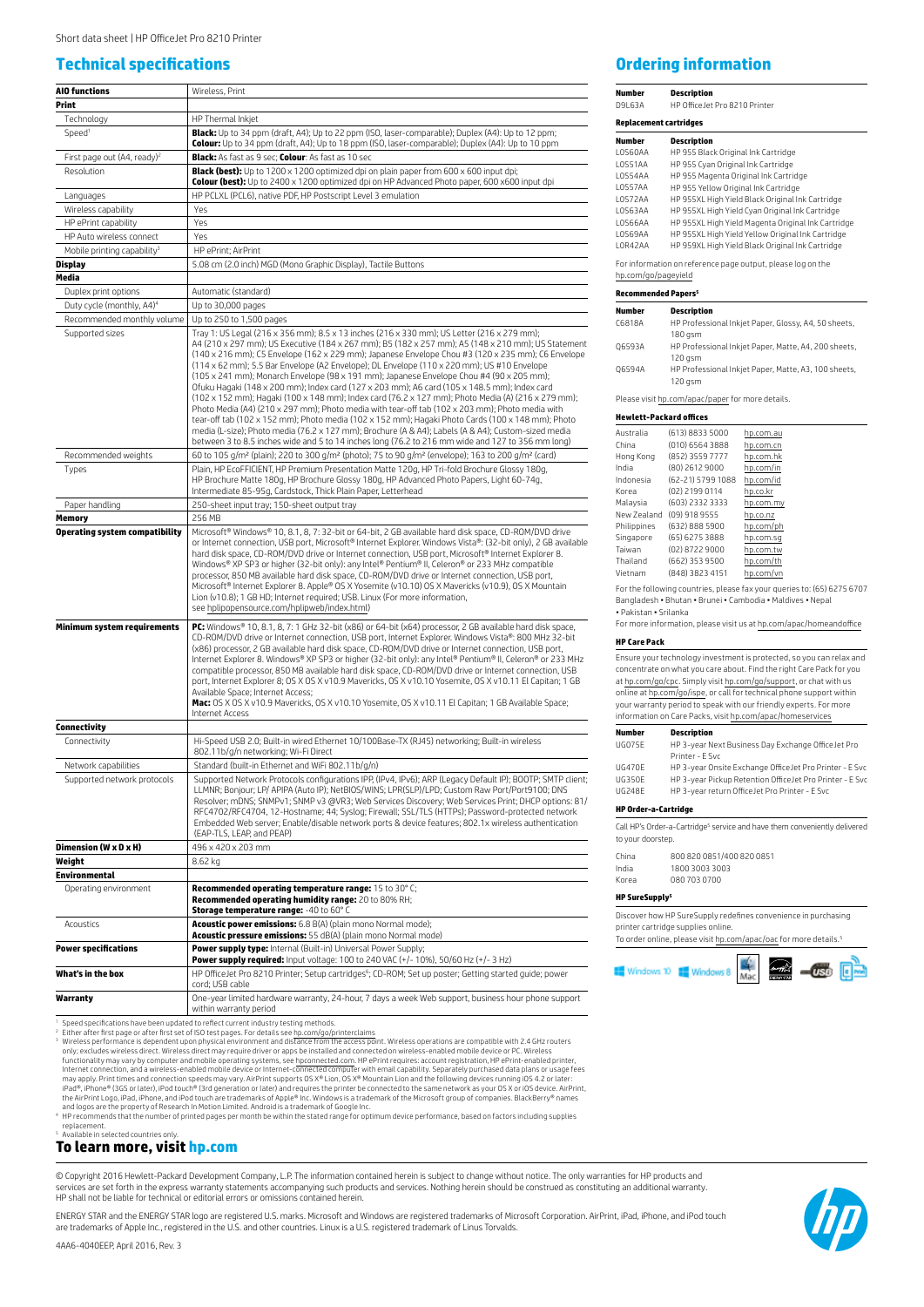## Technical specifications

| | |
|---|---|
| **AIO functions** | Wireless, Print |
| **Print** | |
| Technology | HP Thermal Inkjet |
| Speed[1] | **Black:** Up to 34 ppm (draft, A4); Up to 22 ppm (ISO, laser-comparable); Duplex (A4): Up to 12 ppm; **Colour:** Up to 34 ppm (draft, A4); Up to 18 ppm (ISO, laser-comparable); Duplex (A4): Up to 10 ppm |
| First page out (A4, ready)[2] | **Black:** As fast as 9 sec; **Colour**: As fast as 10 sec |
| Resolution | **Black (best):** Up to 1200 x 1200 optimized dpi on plain paper from 600 x 600 input dpi; **Colour (best):** Up to 2400 x 1200 optimized dpi on HP Advanced Photo paper, 600 x600 input dpi |
| Languages | HP PCLXL (PCL6), native PDF, HP Postscript Level 3 emulation |
| Wireless capability | Yes |
| HP ePrint capability | Yes |
| HP Auto wireless connect | Yes |
| Mobile printing capability[3] | HP ePrint; AirPrint |
| **Display** | 5.08 cm (2.0 inch) MGD (Mono Graphic Display), Tactile Buttons |
| **Media** | |
| Duplex print options | Automatic (standard) |
| Duty cycle (monthly, A4)[4] | Up to 30,000 pages |
| Recommended monthly volume | Up to 250 to 1,500 pages |
| Supported sizes | Tray 1: US Legal (216 x 356 mm); 8.5 x 13 inches (216 x 330 mm); US Letter (216 x 279 mm); A4 (210 x 297 mm); US Executive (184 x 267 mm); B5 (182 x 257 mm); A5 (148 x 210 mm); US Statement (140 x 216 mm); C5 Envelope (162 x 229 mm); Japanese Envelope Chou #3 (120 x 235 mm); C6 Envelope (114 x 62 mm); 5.5 Bar Envelope (A2 Envelope); DL Envelope (110 x 220 mm); US #10 Envelope (105 x 241 mm); Monarch Envelope (98 x 191 mm); Japanese Envelope Chou #4 (90 x 205 mm); Ofuku Hagaki (148 x 200 mm); Index card (127 x 203 mm); A6 card (105 x 148.5 mm); Index card (102 x 152 mm); Hagaki (100 x 148 mm); Index card (76.2 x 127 mm); Photo Media (A4) (216 x 279 mm); Photo Media (A4) (210 x 297 mm); Photo media with tear-off tab (102 x 203 mm); Photo media with tear-off tab (102 x 152 mm); Photo media (102 x 152 mm); Hagaki Photo Cards (100 x 148 mm); Photo media (L-size); Photo media (76.2 x 127 mm); Brochure (A & A4); Labels (A & A4); Custom-sized media between 3 to 8.5 inches wide and 5 to 14 inches long (76.2 to 216 mm wide and 127 to 356 mm long) |
| Recommended weights | 60 to 105 g/m² (plain); 220 to 300 g/m² (photo); 75 to 90 g/m² (envelope); 163 to 200 g/m² (card) |
| Types | Plain, HP EcoFFICIENT, HP Premium Presentation Matte 120g, HP Tri-fold Brochure Glossy 180g, HP Brochure Matte 180g, HP Brochure Glossy 180g, HP Advanced Photo Papers, Light 60-74g, Intermediate 85-95g, Cardstock, Thick Plain Paper, Letterhead |
| Paper handling | 250-sheet input tray; 150-sheet output tray |
| **Memory** | 256 MB |
| **Operating system compatibility** | Microsoft® Windows® 10, 8.1, 8, 7: 32-bit or 64-bit, 2 GB available hard disk space, CD-ROM/DVD drive or Internet connection, USB port, Microsoft® Internet Explorer. Windows Vista®: (32-bit only), 2 GB available hard disk space, CD-ROM/DVD drive or Internet connection, USB port, Microsoft® Internet Explorer 8. Windows® XP SP3 or higher (32-bit only): any Intel® Pentium® II, Celeron® or 233 MHz compatible processor, 850 MB available hard disk space, CD-ROM/DVD drive or Internet connection, USB port, Microsoft® Internet Explorer 8. Apple® OS X Yosemite (v10.10) OS X Mavericks (v10.9), OS X Mountain Lion (v10.8); 1 GB HD; Internet required; USB. Linux (For more information, see hplipopensource.com/hplip-web/index.html) |
| **Minimum system requirements** | **PC:** Windows® 10, 8.1, 8, 7: 1 GHz 32-bit (x86) or 64-bit (x64) processor, 2 GB available hard disk space, CD-ROM/DVD drive or Internet connection, USB port, Internet Explorer. Windows Vista®: 800 MHz 32-bit (x86) processor, 2 GB available hard disk space, CD-ROM/DVD drive or Internet connection, USB port, Internet Explorer 8. Windows® XP SP3 or higher (32-bit only): any Intel® Pentium® II, Celeron® or 233 MHz compatible processor, 850 MB available hard disk space, CD-ROM/DVD drive or Internet connection, USB port, Internet Explorer 8; OS X OS X v10.9 Mavericks, OS X v10.10 Yosemite, OS X v10.11 El Capitan; 1 GB Available Space; Internet Access; **Mac:** OS X OS X v10.9 Mavericks, OS X v10.10 Yosemite, OS X v10.11 El Capitan; 1 GB Available Space; Internet Access |
| **Connectivity** | |
| Connectivity | Hi-Speed USB 2.0; Built-in wired Ethernet 10/100Base-TX (RJ45) networking; Built-in wireless 802.11b/g/n networking; Wi-Fi Direct |
| Network capabilities | Standard (built-in Ethernet and WiFi 802.11b/g/n) |
| Supported network protocols | Supported Network Protocols configurations IPP, (IPv4, IPv6); ARP (Legacy Default IP); BOOTP; SMTP client; LLMNR; Bonjour; LP/ APIPA (Auto IP); NetBIOS/WINS; LPR(SLP)/LPD; Custom Raw Port/Port9100; DNS Resolver; mDNS; SNMPv1; SNMP v3 @VR3; Web Services Discovery; Web Services Print; DHCP options: 81/ RFC4702/RFC4704, 12-Hostname; 44; Syslog; Firewall; SSL/TLS (HTTPs); Password-protected network Embedded Web server; Enable/disable network ports & device features; 802.1x wireless authentication (EAP-TLS, LEAP, and PEAP) |
| **Dimension (W x D x H)** | 496 x 420 x 203 mm |
| **Weight** | 8.62 kg |
| **Environmental** | |
| Operating environment | **Recommended operating temperature range:** 15 to 30° C; **Recommended operating humidity range:** 20 to 80% RH; **Storage temperature range:** -40 to 60° C |
| Acoustics | **Acoustic power emissions:** 6.8 B(A) (plain mono Normal mode); **Acoustic pressure emissions:** 55 dB(A) (plain mono Normal mode) |
| **Power specifications** | **Power supply type:** Internal (Built-in) Universal Power Supply; **Power supply required:** Input voltage: 100 to 240 VAC (+/- 10%), 50/60 Hz (+/- 3 Hz) |
| **What's in the box** | HP OfficeJet Pro 8210 Printer; Setup cartridges[5]; CD-ROM; Set up poster; Getting started guide; power cord; USB cable |
| **Warranty** | One-year limited hardware warranty, 24-hour, 7 days a week Web support, business hour phone support within warranty period |

[1] Speed specifications have been updated to reflect current industry testing methods.
[2] Either after first page or after first set of ISO test pages. For details see hp.com/go/printerclaims
[3] Wireless performance is dependent upon physical environment and distance from the access point. Wireless operations are compatible with 2.4 GHz routers only; excludes wireless direct. Wireless direct may require driver or apps be installed and connected on wireless-enabled mobile device or PC. Wireless functionality may vary by computer and mobile operating systems, see hpconnected.com. HP ePrint requires: account registration, HP ePrint-enabled printer, Internet connection, and a wireless-enabled mobile device or Internet-connected computer with email capability. Separately purchased data plans or usage fees may apply. Print times and connection speeds may vary. AirPrint supports OS X® Lion, OS X® Mountain Lion and the following devices running iOS 4.2 or later: iPad®, iPhone® (3GS or later), iPod touch® (3rd generation or later) and requires the printer be connected to the same network as your OS X or iOS device. AirPrint, the AirPrint Logo, iPad, iPhone, and iPod touch are trademarks of Apple® Inc. Windows is a trademark of the Microsoft group of companies. BlackBerry® names and logos are the property of Research In Motion Limited. Android is a trademark of Google Inc.
[4] HP recommends that the number of printed pages per month be within the stated range for optimum device performance, based on factors including supplies replacement.
[5] Available in selected countries only.

## To learn more, visit hp.com

## Ordering information

| Number | Description |
|---|---|
| D9L63A | HP OfficeJet Pro 8210 Printer |

**Replacement cartridges**

| Number | Description |
|---|---|
| L0S60AA | HP 955 Black Original Ink Cartridge |
| L0S51AA | HP 955 Cyan Original Ink Cartridge |
| L0S54AA | HP 955 Magenta Original Ink Cartridge |
| L0S57AA | HP 955 Yellow Original Ink Cartridge |
| L0S72AA | HP 955XL High Yield Black Original Ink Cartridge |
| L0S63AA | HP 955XL High Yield Cyan Original Ink Cartridge |
| L0S66AA | HP 955XL High Yield Magenta Original Ink Cartridge |
| L0S69AA | HP 955XL High Yield Yellow Original Ink Cartridge |
| L0R42AA | HP 959XL High Yield Black Original Ink Cartridge |

For information on reference page output, please log on the hp.com/go/pageyield

**Recommended Papers[5]**

| Number | Description |
|---|---|
| C6818A | HP Professional Inkjet Paper, Glossy, A4, 50 sheets, 180 gsm |
| Q6593A | HP Professional Inkjet Paper, Matte, A4, 200 sheets, 120 gsm |
| Q6594A | HP Professional Inkjet Paper, Matte, A3, 100 sheets, 120 gsm |

Please visit hp.com/apac/paper for more details.

**Hewlett-Packard offices**

| | | |
|---|---|---|
| Australia | (613) 8833 5000 | hp.com.au |
| China | (010) 6564 3888 | hp.com.cn |
| Hong Kong | (852) 3559 7777 | hp.com.hk |
| India | (80) 2612 9000 | hp.com/in |
| Indonesia | (62-21) 5799 1088 | hp.com/id |
| Korea | (02) 2199 0114 | hp.co.kr |
| Malaysia | (603) 2332 3333 | hp.com.my |
| New Zealand | (09) 918 9555 | hp.co.nz |
| Philippines | (632) 888 5900 | hp.com/ph |
| Singapore | (65) 6275 3888 | hp.com.sg |
| Taiwan | (02) 8722 9000 | hp.com.tw |
| Thailand | (662) 353 9500 | hp.com/th |
| Vietnam | (848) 3823 4151 | hp.com/vn |

For the following countries, please fax your queries to: (65) 6275 6707
Bangladesh • Bhutan • Brunei • Cambodia • Maldives • Nepal • Pakistan • Srilanka

For more information, please visit us at hp.com/apac/homeandoffice

**HP Care Pack**

Ensure your technology investment is protected, so you can relax and concentrate on what you care about. Find the right Care Pack for you at hp.com/go/cpc. Simply visit hp.com/go/support, or chat with us online at hp.com/go/ispe, or call for technical phone support within your warranty period to speak with our friendly experts. For more information on Care Packs, visit hp.com/apac/homeservices

| Number | Description |
|---|---|
| UG075E | HP 3-year Next Business Day Exchange OfficeJet Pro Printer - E Svc |
| UG470E | HP 3-year Onsite Exchange OfficeJet Pro Printer - E Svc |
| UG350E | HP 3-year Pickup Retention OfficeJet Pro Printer - E Svc |
| UG248E | HP 3-year return OfficeJet Pro Printer - E Svc |

**HP Order-a-Cartridge**

Call HP's Order-a-Cartridge[5] service and have them conveniently delivered to your doorstep.

| | |
|---|---|
| China | 800 820 0851/400 820 0851 |
| India | 1800 3003 3003 |
| Korea | 080 703 0700 |

**HP SureSupply[5]**

Discover how HP SureSupply redefines convenience in purchasing printer cartridge supplies online.
To order online, please visit hp.com/apac/oac for more details.[5]

Windows 10 Windows 8

© Copyright 2016 Hewlett-Packard Development Company, L.P. The information contained herein is subject to change without notice. The only warranties for HP products and services are set forth in the express warranty statements accompanying such products and services. Nothing herein should be construed as constituting an additional warranty. HP shall not be liable for technical or editorial errors or omissions contained herein.

ENERGY STAR and the ENERGY STAR logo are registered U.S. marks. Microsoft and Windows are registered trademarks of Microsoft Corporation. AirPrint, iPad, iPhone, and iPod touch are trademarks of Apple Inc., registered in the U.S. and other countries. Linux is a U.S. registered trademark of Linus Torvalds.

4AA6-4040EEP, April 2016, Rev. 3